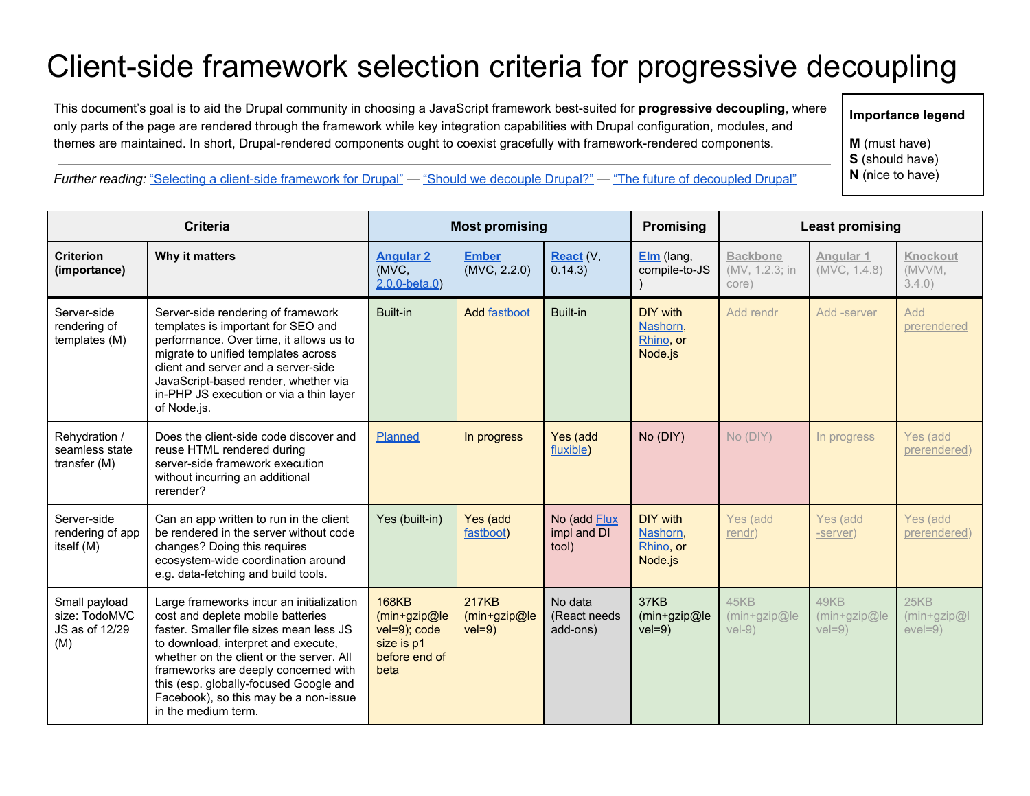# Client-side framework selection criteria for progressive decoupling

This document's goal is to aid the Drupal community in choosing a JavaScript framework best-suited for **progressive decoupling**, where only parts of the page are rendered through the framework while key integration capabilities with Drupal configuration, modules, and themes are maintained. In short, Drupal-rendered components ought to coexist gracefully with framework-rendered components.

*Further reading:* "Selecting a client-side framework for Drupal" — "Should we decouple Drupal?" — "The future of decoupled Drupal"

**Importance legend**

**M** (must have)
**S** (should have)
**N** (nice to have)

| Criteria | | Most promising | | | Promising | Least promising | | |
|---|---|---|---|---|---|---|---|---|
| **Criterion (importance)** | **Why it matters** | **Angular 2** (MVC, 2.0.0-beta.0) | **Ember** (MVC, 2.2.0) | **React** (V, 0.14.3) | **Elm** (lang, compile-to-JS ) | **Backbone** (MV, 1.2.3; in core) | **Angular 1** (MVC, 1.4.8) | **Knockout** (MVVM, 3.4.0) |
| Server-side rendering of templates (M) | Server-side rendering of framework templates is important for SEO and performance. Over time, it allows us to migrate to unified templates across client and server and a server-side JavaScript-based render, whether via in-PHP JS execution or via a thin layer of Node.js. | Built-in | Add fastboot | Built-in | DIY with Nashorn, Rhino, or Node.js | Add rendr | Add -server | Add prerendered |
| Rehydration / seamless state transfer (M) | Does the client-side code discover and reuse HTML rendered during server-side framework execution without incurring an additional rerender? | Planned | In progress | Yes (add fluxible) | No (DIY) | No (DIY) | In progress | Yes (add prerendered) |
| Server-side rendering of app itself (M) | Can an app written to run in the client be rendered in the server without code changes? Doing this requires ecosystem-wide coordination around e.g. data-fetching and build tools. | Yes (built-in) | Yes (add fastboot) | No (add Flux impl and DI tool) | DIY with Nashorn, Rhino, or Node.js | Yes (add rendr) | Yes (add -server) | Yes (add prerendered) |
| Small payload size: TodoMVC JS as of 12/29 (M) | Large frameworks incur an initialization cost and deplete mobile batteries faster. Smaller file sizes mean less JS to download, interpret and execute, whether on the client or the server. All frameworks are deeply concerned with this (esp. globally-focused Google and Facebook), so this may be a non-issue in the medium term. | 168KB (min+gzip@level=9); code size is p1 before end of beta | 217KB (min+gzip@level=9) | No data (React needs add-ons) | 37KB (min+gzip@level=9) | 45KB (min+gzip@level-9) | 49KB (min+gzip@level=9) | 25KB (min+gzip@level=9) |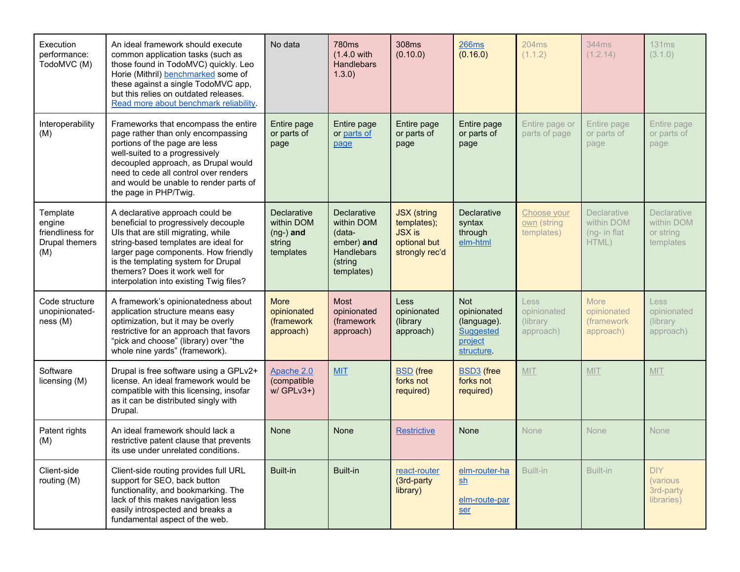| Execution performance: TodoMVC (M) | An ideal framework should execute common application tasks (such as those found in TodoMVC) quickly. Leo Horie (Mithril) benchmarked some of these against a single TodoMVC app, but this relies on outdated releases. Read more about benchmark reliability. | No data | 780ms (1.4.0 with Handlebars 1.3.0) | 308ms (0.10.0) | 266ms (0.16.0) | 204ms (1.1.2) | 344ms (1.2.14) | 131ms (3.1.0) |
|---|---|---|---|---|---|---|---|---|
| Interoperability (M) | Frameworks that encompass the entire page rather than only encompassing portions of the page are less well-suited to a progressively decoupled approach, as Drupal would need to cede all control over renders and would be unable to render parts of the page in PHP/Twig. | Entire page or parts of page | Entire page or parts of page | Entire page or parts of page | Entire page or parts of page | Entire page or parts of page | Entire page or parts of page | Entire page or parts of page |
| Template engine friendliness for Drupal themers (M) | A declarative approach could be beneficial to progressively decouple UIs that are still migrating, while string-based templates are ideal for larger page components. How friendly is the templating system for Drupal themers? Does it work well for interpolation into existing Twig files? | Declarative within DOM (ng-) **and** string templates | Declarative within DOM (data-ember) **and** Handlebars (string templates) | JSX (string templates); JSX is optional but strongly rec'd | Declarative syntax through elm-html | Choose your own (string templates) | Declarative within DOM (ng- in flat HTML) | Declarative within DOM or string templates |
| Code structure unopinionated-ness (M) | A framework's opinionatedness about application structure means easy optimization, but it may be overly restrictive for an approach that favors "pick and choose" (library) over "the whole nine yards" (framework). | More opinionated (framework approach) | Most opinionated (framework approach) | Less opinionated (library approach) | Not opinionated (language). Suggested project structure. | Less opinionated (library approach) | More opinionated (framework approach) | Less opinionated (library approach) |
| Software licensing (M) | Drupal is free software using a GPLv2+ license. An ideal framework would be compatible with this licensing, insofar as it can be distributed singly with Drupal. | Apache 2.0 (compatible w/ GPLv3+) | MIT | BSD (free forks not required) | BSD3 (free forks not required) | MIT | MIT | MIT |
| Patent rights (M) | An ideal framework should lack a restrictive patent clause that prevents its use under unrelated conditions. | None | None | Restrictive | None | None | None | None |
| Client-side routing (M) | Client-side routing provides full URL support for SEO, back button functionality, and bookmarking. The lack of this makes navigation less easily introspected and breaks a fundamental aspect of the web. | Built-in | Built-in | react-router (3rd-party library) | elm-router-hash<br><br>elm-route-parser | Built-in | Built-in | DIY (various 3rd-party libraries) |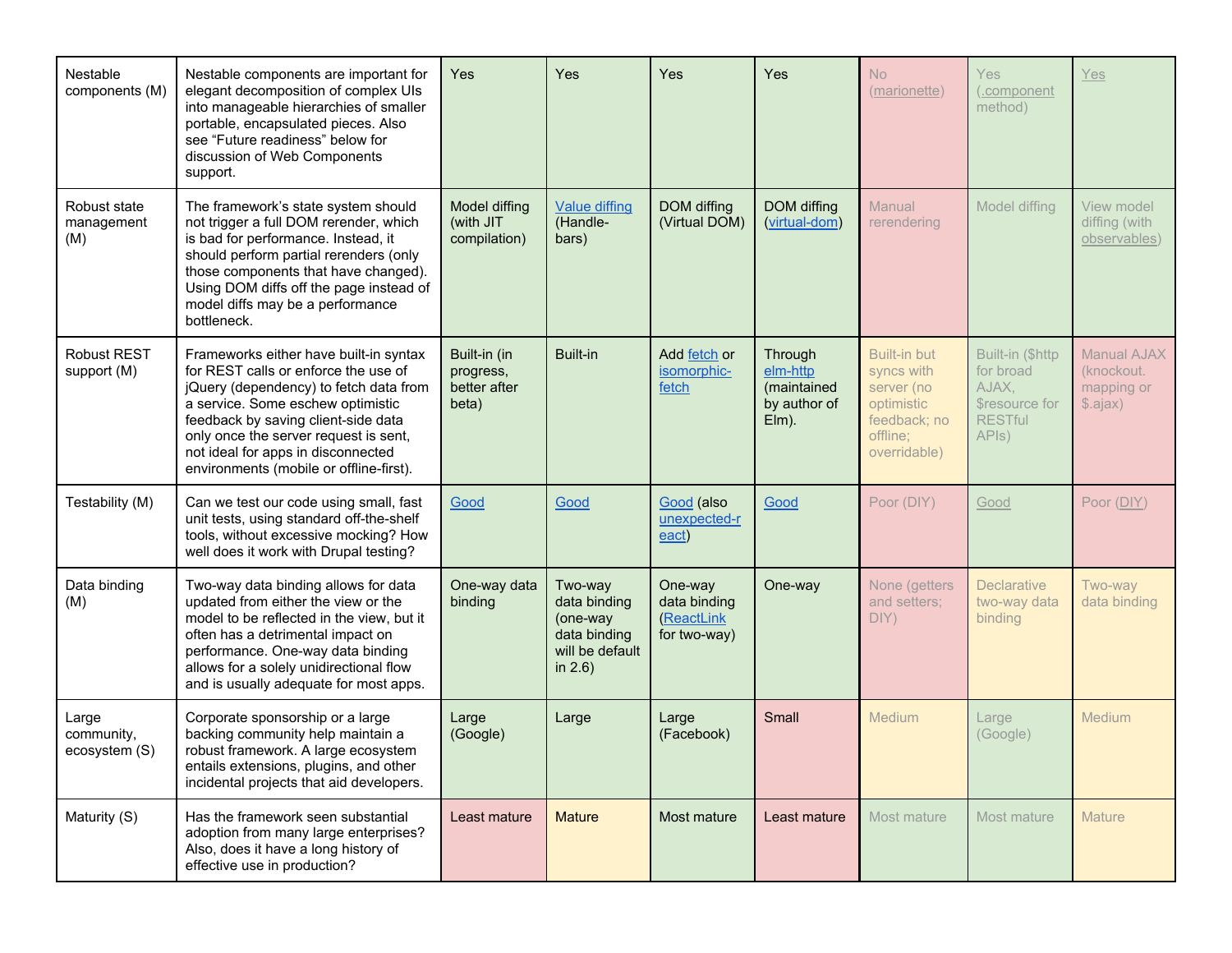| Nestable components (M) | Nestable components are important for elegant decomposition of complex UIs into manageable hierarchies of smaller portable, encapsulated pieces. Also see “Future readiness” below for discussion of Web Components support. | Yes | Yes | Yes | Yes | No (marionette) | Yes (.component method) | Yes |
|---|---|---|---|---|---|---|---|---|
| Robust state management (M) | The framework’s state system should not trigger a full DOM rerender, which is bad for performance. Instead, it should perform partial rerenders (only those components that have changed). Using DOM diffs off the page instead of model diffs may be a performance bottleneck. | Model diffing (with JIT compilation) | Value diffing (Handle-bars) | DOM diffing (Virtual DOM) | DOM diffing (virtual-dom) | Manual rerendering | Model diffing | View model diffing (with observables) |
| Robust REST support (M) | Frameworks either have built-in syntax for REST calls or enforce the use of jQuery (dependency) to fetch data from a service. Some eschew optimistic feedback by saving client-side data only once the server request is sent, not ideal for apps in disconnected environments (mobile or offline-first). | Built-in (in progress, better after beta) | Built-in | Add fetch or isomorphic-fetch | Through elm-http (maintained by author of Elm). | Built-in but syncs with server (no optimistic feedback; no offline; overridable) | Built-in ($http for broad AJAX, $resource for RESTful APIs) | Manual AJAX (knockout. mapping or $.ajax) |
| Testability (M) | Can we test our code using small, fast unit tests, using standard off-the-shelf tools, without excessive mocking? How well does it work with Drupal testing? | Good | Good | Good (also unexpected-react) | Good | Poor (DIY) | Good | Poor (DIY) |
| Data binding (M) | Two-way data binding allows for data updated from either the view or the model to be reflected in the view, but it often has a detrimental impact on performance. One-way data binding allows for a solely unidirectional flow and is usually adequate for most apps. | One-way data binding | Two-way data binding (one-way data binding will be default in 2.6) | One-way data binding (ReactLink for two-way) | One-way | None (getters and setters; DIY) | Declarative two-way data binding | Two-way data binding |
| Large community, ecosystem (S) | Corporate sponsorship or a large backing community help maintain a robust framework. A large ecosystem entails extensions, plugins, and other incidental projects that aid developers. | Large (Google) | Large | Large (Facebook) | Small | Medium | Large (Google) | Medium |
| Maturity (S) | Has the framework seen substantial adoption from many large enterprises? Also, does it have a long history of effective use in production? | Least mature | Mature | Most mature | Least mature | Most mature | Most mature | Mature |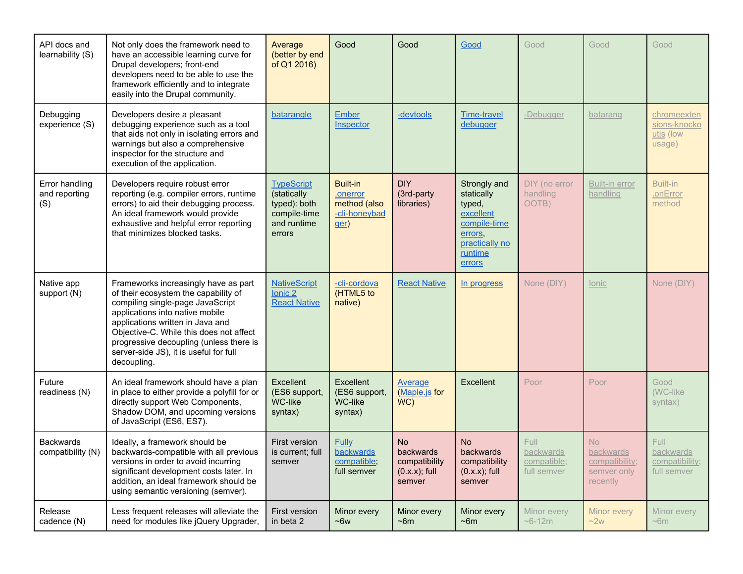| | | | | | | | | |
|---|---|---|---|---|---|---|---|---|
| API docs and learnability (S) | Not only does the framework need to have an accessible learning curve for Drupal developers; front-end developers need to be able to use the framework efficiently and to integrate easily into the Drupal community. | Average (better by end of Q1 2016) | Good | Good | Good | Good | Good | Good |
| Debugging experience (S) | Developers desire a pleasant debugging experience such as a tool that aids not only in isolating errors and warnings but also a comprehensive inspector for the structure and execution of the application. | batarangle | Ember Inspector | -devtools | Time-travel debugger | -Debugger | batarang | chromeextensions-knockoutjs (low usage) |
| Error handling and reporting (S) | Developers require robust error reporting (e.g. compiler errors, runtime errors) to aid their debugging process. An ideal framework would provide exhaustive and helpful error reporting that minimizes blocked tasks. | TypeScript (statically typed): both compile-time and runtime errors | Built-in .onerror method (also -cli-honeybadger) | DIY (3rd-party libraries) | Strongly and statically typed, excellent compile-time errors, practically no runtime errors | DIY (no error handling OOTB) | Built-in error handling | Built-in .onError method |
| Native app support (N) | Frameworks increasingly have as part of their ecosystem the capability of compiling single-page JavaScript applications into native mobile applications written in Java and Objective-C. While this does not affect progressive decoupling (unless there is server-side JS), it is useful for full decoupling. | NativeScript Ionic 2 React Native | -cli-cordova (HTML5 to native) | React Native | In progress | None (DIY) | Ionic | None (DIY) |
| Future readiness (N) | An ideal framework should have a plan in place to either provide a polyfill for or directly support Web Components, Shadow DOM, and upcoming versions of JavaScript (ES6, ES7). | Excellent (ES6 support, WC-like syntax) | Excellent (ES6 support, WC-like syntax) | Average (Maple.js for WC) | Excellent | Poor | Poor | Good (WC-like syntax) |
| Backwards compatibility (N) | Ideally, a framework should be backwards-compatible with all previous versions in order to avoid incurring significant development costs later. In addition, an ideal framework should be using semantic versioning (semver). | First version is current; full semver | Fully backwards compatible; full semver | No backwards compatibility (0.x.x); full semver | No backwards compatibility (0.x.x); full semver | Full backwards compatible; full semver | No backwards compatibility; semver only recently | Full backwards compatibility; full semver |
| Release cadence (N) | Less frequent releases will alleviate the need for modules like jQuery Upgrader, | First version in beta 2 | Minor every ~6w | Minor every ~6m | Minor every ~6m | Minor every ~6-12m | Minor every ~2w | Minor every ~6m |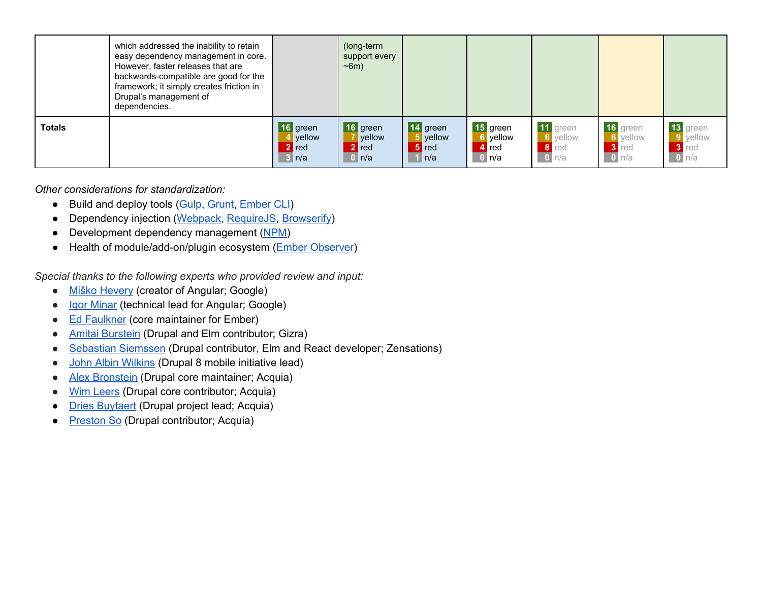| | | | | | | | | |
|---|---|---|---|---|---|---|---|---|
| | which addressed the inability to retain easy dependency management in core. However, faster releases that are backwards-compatible are good for the framework; it simply creates friction in Drupal's management of dependencies. | | (long-term support every ~6m) | | | | | |
| **Totals** | | 16 green<br>4 yellow<br>2 red<br>3 n/a | 16 green<br>7 yellow<br>2 red<br>0 n/a | 14 green<br>5 yellow<br>5 red<br>1 n/a | 15 green<br>6 yellow<br>4 red<br>0 n/a | 11 green<br>6 yellow<br>8 red<br>0 n/a | 16 green<br>6 yellow<br>3 red<br>0 n/a | 13 green<br>9 yellow<br>3 red<br>0 n/a |

*Other considerations for standardization:*

- Build and deploy tools (Gulp, Grunt, Ember CLI)
- Dependency injection (Webpack, RequireJS, Browserify)
- Development dependency management (NPM)
- Health of module/add-on/plugin ecosystem (Ember Observer)

*Special thanks to the following experts who provided review and input:*

- Miško Hevery (creator of Angular; Google)
- Igor Minar (technical lead for Angular; Google)
- Ed Faulkner (core maintainer for Ember)
- Amitai Burstein (Drupal and Elm contributor; Gizra)
- Sebastian Siemssen (Drupal contributor, Elm and React developer; Zensations)
- John Albin Wilkins (Drupal 8 mobile initiative lead)
- Alex Bronstein (Drupal core maintainer; Acquia)
- Wim Leers (Drupal core contributor; Acquia)
- Dries Buytaert (Drupal project lead; Acquia)
- Preston So (Drupal contributor; Acquia)